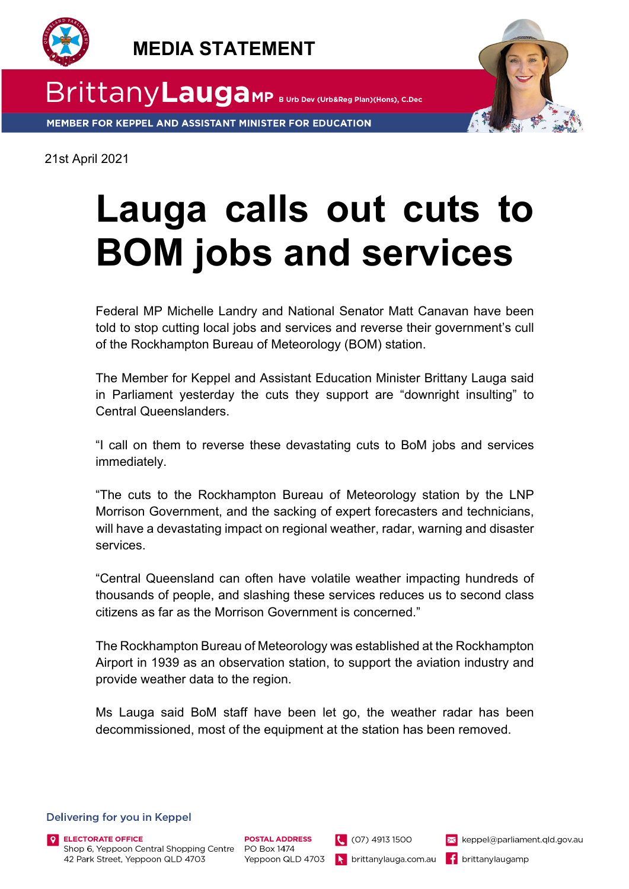MEDIA STATEMENT

BrittanyLauga MP B Urb Dev (Urb&Reg Plan)(Hons), C.Dec

MEMBER FOR KEPPEL AND ASSISTANT MINISTER FOR EDUCATION

21st April 2021

# Lauga calls out cuts to BOM jobs and services

Federal MP Michelle Landry and National Senator Matt Canavan have been told to stop cutting local jobs and services and reverse their government's cull of the Rockhampton Bureau of Meteorology (BOM) station.

The Member for Keppel and Assistant Education Minister Brittany Lauga said in Parliament yesterday the cuts they support are "downright insulting" to Central Queenslanders.

"I call on them to reverse these devastating cuts to BoM jobs and services immediately.

"The cuts to the Rockhampton Bureau of Meteorology station by the LNP Morrison Government, and the sacking of expert forecasters and technicians, will have a devastating impact on regional weather, radar, warning and disaster services.

"Central Queensland can often have volatile weather impacting hundreds of thousands of people, and slashing these services reduces us to second class citizens as far as the Morrison Government is concerned."

The Rockhampton Bureau of Meteorology was established at the Rockhampton Airport in 1939 as an observation station, to support the aviation industry and provide weather data to the region.

Ms Lauga said BoM staff have been let go, the weather radar has been decommissioned, most of the equipment at the station has been removed.

Delivering for you in Keppel

ELECTORATE OFFICE
Shop 6, Yeppoon Central Shopping Centre
42 Park Street, Yeppoon QLD 4703

POSTAL ADDRESS
PO Box 1474
Yeppoon QLD 4703

(07) 4913 1500
brittanylauga.com.au
keppel@parliament.qld.gov.au
brittanylaugamp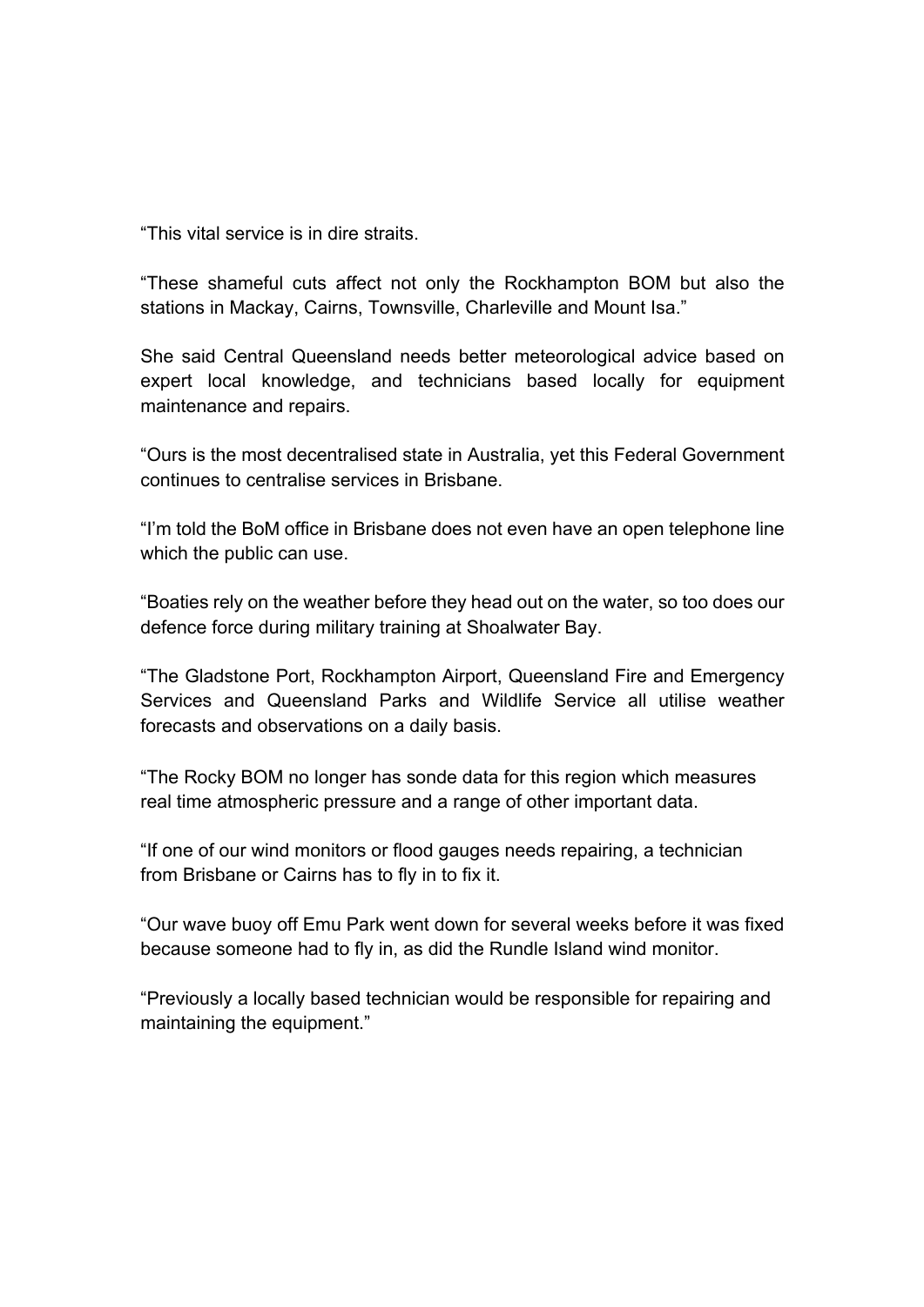“This vital service is in dire straits.

“These shameful cuts affect not only the Rockhampton BOM but also the stations in Mackay, Cairns, Townsville, Charleville and Mount Isa.”

She said Central Queensland needs better meteorological advice based on expert local knowledge, and technicians based locally for equipment maintenance and repairs.

“Ours is the most decentralised state in Australia, yet this Federal Government continues to centralise services in Brisbane.

“I’m told the BoM office in Brisbane does not even have an open telephone line which the public can use.

“Boaties rely on the weather before they head out on the water, so too does our defence force during military training at Shoalwater Bay.

“The Gladstone Port, Rockhampton Airport, Queensland Fire and Emergency Services and Queensland Parks and Wildlife Service all utilise weather forecasts and observations on a daily basis.

“The Rocky BOM no longer has sonde data for this region which measures real time atmospheric pressure and a range of other important data.

“If one of our wind monitors or flood gauges needs repairing, a technician from Brisbane or Cairns has to fly in to fix it.

“Our wave buoy off Emu Park went down for several weeks before it was fixed because someone had to fly in, as did the Rundle Island wind monitor.

“Previously a locally based technician would be responsible for repairing and maintaining the equipment.”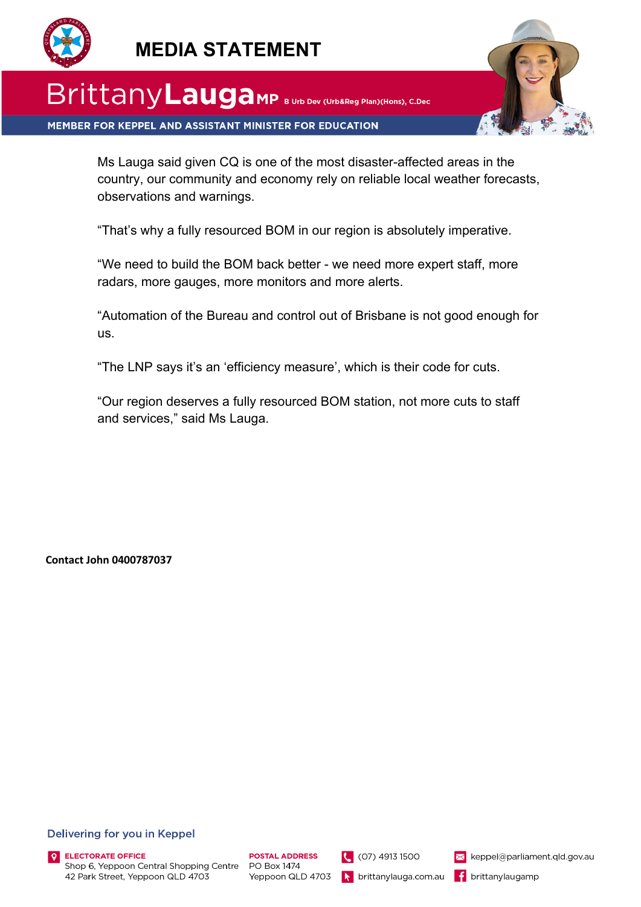Ms Lauga said given CQ is one of the most disaster-affected areas in the country, our community and economy rely on reliable local weather forecasts, observations and warnings.

"That's why a fully resourced BOM in our region is absolutely imperative.

"We need to build the BOM back better - we need more expert staff, more radars, more gauges, more monitors and more alerts.

"Automation of the Bureau and control out of Brisbane is not good enough for us.

"The LNP says it's an 'efficiency measure', which is their code for cuts.

"Our region deserves a fully resourced BOM station, not more cuts to staff and services," said Ms Lauga.

**Contact John 0400787037**